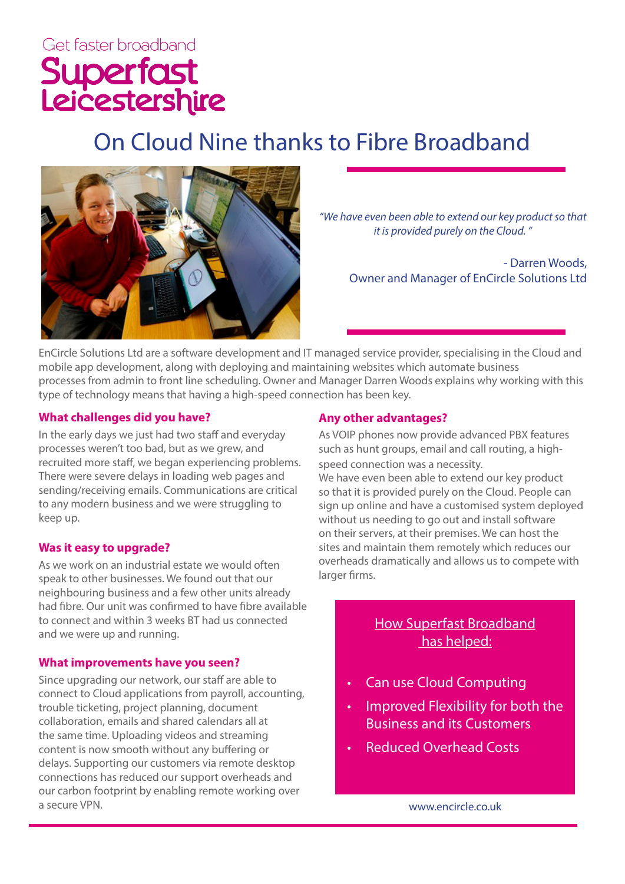Get faster broadband

**Superfast Leicestershire**

# On Cloud Nine thanks to Fibre Broadband

*"We have even been able to extend our key product so that it is provided purely on the Cloud. "*

- Darren Woods,
Owner and Manager of EnCircle Solutions Ltd

EnCircle Solutions Ltd are a software development and IT managed service provider, specialising in the Cloud and mobile app development, along with deploying and maintaining websites which automate business processes from admin to front line scheduling. Owner and Manager Darren Woods explains why working with this type of technology means that having a high-speed connection has been key.

### What challenges did you have?

In the early days we just had two staff and everyday processes weren't too bad, but as we grew, and recruited more staff, we began experiencing problems. There were severe delays in loading web pages and sending/receiving emails. Communications are critical to any modern business and we were struggling to keep up.

### Was it easy to upgrade?

As we work on an industrial estate we would often speak to other businesses. We found out that our neighbouring business and a few other units already had fibre. Our unit was confirmed to have fibre available to connect and within 3 weeks BT had us connected and we were up and running.

### What improvements have you seen?

Since upgrading our network, our staff are able to connect to Cloud applications from payroll, accounting, trouble ticketing, project planning, document collaboration, emails and shared calendars all at the same time. Uploading videos and streaming content is now smooth without any buffering or delays. Supporting our customers via remote desktop connections has reduced our support overheads and our carbon footprint by enabling remote working over a secure VPN.

### Any other advantages?

As VOIP phones now provide advanced PBX features such as hunt groups, email and call routing, a high-speed connection was a necessity.
We have even been able to extend our key product so that it is provided purely on the Cloud. People can sign up online and have a customised system deployed without us needing to go out and install software on their servers, at their premises. We can host the sites and maintain them remotely which reduces our overheads dramatically and allows us to compete with larger firms.

**How Superfast Broadband has helped:**

- Can use Cloud Computing
- Improved Flexibility for both the Business and its Customers
- Reduced Overhead Costs

www.encircle.co.uk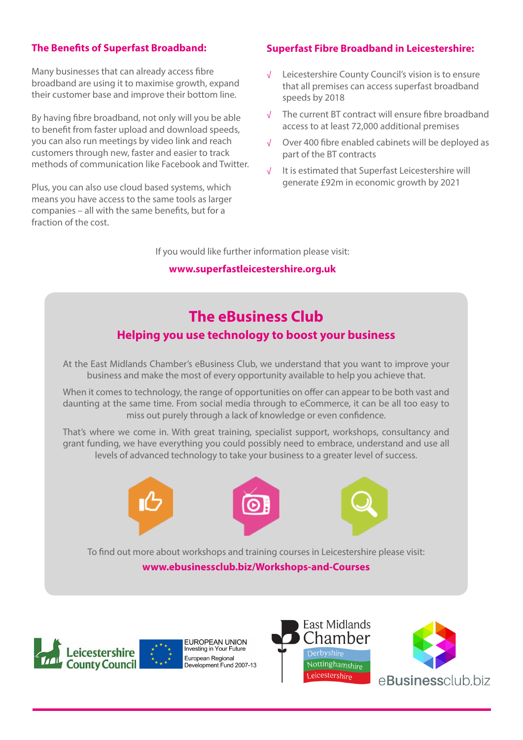## The Benefits of Superfast Broadband:

Many businesses that can already access fibre broadband are using it to maximise growth, expand their customer base and improve their bottom line.

By having fibre broadband, not only will you be able to benefit from faster upload and download speeds, you can also run meetings by video link and reach customers through new, faster and easier to track methods of communication like Facebook and Twitter.

Plus, you can also use cloud based systems, which means you have access to the same tools as larger companies – all with the same benefits, but for a fraction of the cost.

## Superfast Fibre Broadband in Leicestershire:

- √ Leicestershire County Council's vision is to ensure that all premises can access superfast broadband speeds by 2018
- √ The current BT contract will ensure fibre broadband access to at least 72,000 additional premises
- √ Over 400 fibre enabled cabinets will be deployed as part of the BT contracts
- √ It is estimated that Superfast Leicestershire will generate £92m in economic growth by 2021

If you would like further information please visit:

**www.superfastleicestershire.org.uk**

# The eBusiness Club

## Helping you use technology to boost your business

At the East Midlands Chamber's eBusiness Club, we understand that you want to improve your business and make the most of every opportunity available to help you achieve that.

When it comes to technology, the range of opportunities on offer can appear to be both vast and daunting at the same time. From social media through to eCommerce, it can be all too easy to miss out purely through a lack of knowledge or even confidence.

That's where we come in. With great training, specialist support, workshops, consultancy and grant funding, we have everything you could possibly need to embrace, understand and use all levels of advanced technology to take your business to a greater level of success.

To find out more about workshops and training courses in Leicestershire please visit:

**www.ebusinessclub.biz/Workshops-and-Courses**

Leicestershire County Council

EUROPEAN UNION
Investing in Your Future
European Regional Development Fund 2007-13

East Midlands Chamber
Derbyshire
Nottinghamshire
Leicestershire

eBusinessclub.biz